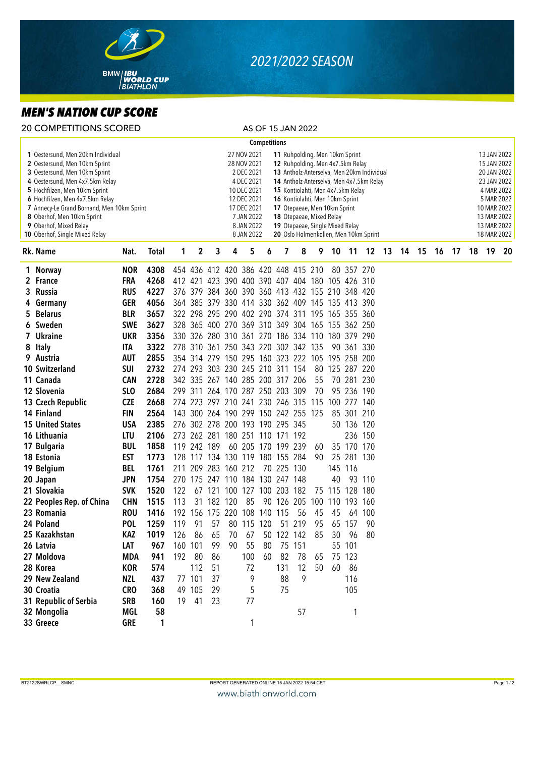# 2021/2022 SEASON

## MEN'S NATION CUP SCORE

20 COMPETITIONS SCORED

AS OF 15 JAN 2022

**Competitions**

| No. | Competition | Date | No. | Competition | Date |
|---|---|---|---|---|---|
| 1 | Oestersund, Men 20km Individual | 27 NOV 2021 | 11 | Ruhpolding, Men 10km Sprint | 13 JAN 2022 |
| 2 | Oestersund, Men 10km Sprint | 28 NOV 2021 | 12 | Ruhpolding, Men 4x7.5km Relay | 15 JAN 2022 |
| 3 | Oestersund, Men 10km Sprint | 2 DEC 2021 | 13 | Antholz-Anterselva, Men 20km Individual | 20 JAN 2022 |
| 4 | Oestersund, Men 4x7.5km Relay | 4 DEC 2021 | 14 | Antholz-Anterselva, Men 4x7.5km Relay | 23 JAN 2022 |
| 5 | Hochfilzen, Men 10km Sprint | 10 DEC 2021 | 15 | Kontiolahti, Men 4x7.5km Relay | 4 MAR 2022 |
| 6 | Hochfilzen, Men 4x7.5km Relay | 12 DEC 2021 | 16 | Kontiolahti, Men 10km Sprint | 5 MAR 2022 |
| 7 | Annecy-Le Grand Bornand, Men 10km Sprint | 17 DEC 2021 | 17 | Otepaeae, Men 10km Sprint | 10 MAR 2022 |
| 8 | Oberhof, Men 10km Sprint | 7 JAN 2022 | 18 | Otepaeae, Mixed Relay | 13 MAR 2022 |
| 9 | Oberhof, Mixed Relay | 8 JAN 2022 | 19 | Otepaeae, Single Mixed Relay | 13 MAR 2022 |
| 10 | Oberhof, Single Mixed Relay | 8 JAN 2022 | 20 | Oslo Holmenkollen, Men 10km Sprint | 18 MAR 2022 |

| Rk. | Name | Nat. | Total | 1 | 2 | 3 | 4 | 5 | 6 | 7 | 8 | 9 | 10 | 11 | 12 | 13 | 14 | 15 | 16 | 17 | 18 | 19 | 20 |
|---|---|---|---|---|---|---|---|---|---|---|---|---|---|---|---|---|---|---|---|---|---|---|---|
| 1 | Norway | NOR | 4308 | 454 | 436 | 412 | 420 | 386 | 420 | 448 | 415 | 210 | 80 | 357 | 270 | | | | | | | | |
| 2 | France | FRA | 4268 | 412 | 421 | 423 | 390 | 400 | 390 | 407 | 404 | 180 | 105 | 426 | 310 | | | | | | | | |
| 3 | Russia | RUS | 4227 | 376 | 379 | 384 | 360 | 390 | 360 | 413 | 432 | 155 | 210 | 348 | 420 | | | | | | | | |
| 4 | Germany | GER | 4056 | 364 | 385 | 379 | 330 | 414 | 330 | 362 | 409 | 145 | 135 | 413 | 390 | | | | | | | | |
| 5 | Belarus | BLR | 3657 | 322 | 298 | 295 | 290 | 402 | 290 | 374 | 311 | 195 | 165 | 355 | 360 | | | | | | | | |
| 6 | Sweden | SWE | 3627 | 328 | 365 | 400 | 270 | 369 | 310 | 349 | 304 | 165 | 155 | 362 | 250 | | | | | | | | |
| 7 | Ukraine | UKR | 3356 | 330 | 326 | 280 | 310 | 361 | 270 | 186 | 334 | 110 | 180 | 379 | 290 | | | | | | | | |
| 8 | Italy | ITA | 3322 | 278 | 310 | 361 | 250 | 343 | 220 | 302 | 342 | 135 | 90 | 361 | 330 | | | | | | | | |
| 9 | Austria | AUT | 2855 | 354 | 314 | 279 | 150 | 295 | 160 | 323 | 222 | 105 | 195 | 258 | 200 | | | | | | | | |
| 10 | Switzerland | SUI | 2732 | 274 | 293 | 303 | 230 | 245 | 210 | 311 | 154 | 80 | 125 | 287 | 220 | | | | | | | | |
| 11 | Canada | CAN | 2728 | 342 | 335 | 267 | 140 | 285 | 200 | 317 | 206 | 55 | 70 | 281 | 230 | | | | | | | | |
| 12 | Slovenia | SLO | 2684 | 299 | 311 | 264 | 170 | 287 | 250 | 203 | 309 | 70 | 95 | 236 | 190 | | | | | | | | |
| 13 | Czech Republic | CZE | 2668 | 274 | 223 | 297 | 210 | 241 | 230 | 246 | 315 | 115 | 100 | 277 | 140 | | | | | | | | |
| 14 | Finland | FIN | 2564 | 143 | 300 | 264 | 190 | 299 | 150 | 242 | 255 | 125 | 85 | 301 | 210 | | | | | | | | |
| 15 | United States | USA | 2385 | 276 | 302 | 278 | 200 | 193 | 190 | 295 | 345 | | 50 | 136 | 120 | | | | | | | | |
| 16 | Lithuania | LTU | 2106 | 273 | 262 | 281 | 180 | 251 | 110 | 171 | 192 | | | 236 | 150 | | | | | | | | |
| 17 | Bulgaria | BUL | 1858 | 119 | 242 | 189 | 60 | 205 | 170 | 199 | 239 | 60 | 35 | 170 | 170 | | | | | | | | |
| 18 | Estonia | EST | 1773 | 128 | 117 | 134 | 130 | 119 | 180 | 155 | 284 | 90 | 25 | 281 | 130 | | | | | | | | |
| 19 | Belgium | BEL | 1761 | 211 | 209 | 283 | 160 | 212 | 70 | 225 | 130 | | 145 | 116 | | | | | | | | | |
| 20 | Japan | JPN | 1754 | 270 | 175 | 247 | 110 | 184 | 130 | 247 | 148 | | 40 | 93 | 110 | | | | | | | | |
| 21 | Slovakia | SVK | 1520 | 122 | 67 | 121 | 100 | 127 | 100 | 203 | 182 | 75 | 115 | 128 | 180 | | | | | | | | |
| 22 | Peoples Rep. of China | CHN | 1515 | 113 | 31 | 182 | 120 | 85 | 90 | 126 | 205 | 100 | 110 | 193 | 160 | | | | | | | | |
| 23 | Romania | ROU | 1416 | 192 | 156 | 175 | 220 | 108 | 140 | 115 | 56 | 45 | 45 | 64 | 100 | | | | | | | | |
| 24 | Poland | POL | 1259 | 119 | 91 | 57 | 80 | 115 | 120 | 51 | 219 | 95 | 65 | 157 | 90 | | | | | | | | |
| 25 | Kazakhstan | KAZ | 1019 | 126 | 86 | 65 | 70 | 67 | 50 | 122 | 142 | 85 | 30 | 96 | 80 | | | | | | | | |
| 26 | Latvia | LAT | 967 | 160 | 101 | 99 | 90 | 55 | 80 | 75 | 151 | | 55 | 101 | | | | | | | | | |
| 27 | Moldova | MDA | 941 | 192 | 80 | 86 | | 100 | 60 | 82 | 78 | 65 | 75 | 123 | | | | | | | | | |
| 28 | Korea | KOR | 574 | | 112 | 51 | | 72 | | 131 | 12 | 50 | 60 | 86 | | | | | | | | | |
| 29 | New Zealand | NZL | 437 | 77 | 101 | 37 | | 9 | | 88 | 9 | | | 116 | | | | | | | | | |
| 30 | Croatia | CRO | 368 | 49 | 105 | 29 | | 5 | | 75 | | | | 105 | | | | | | | | | |
| 31 | Republic of Serbia | SRB | 160 | 19 | 41 | 23 | | 77 | | | | | | | | | | | | | | | |
| 32 | Mongolia | MGL | 58 | | | | | | | | 57 | | | 1 | | | | | | | | | |
| 33 | Greece | GRE | 1 | | | | | 1 | | | | | | | | | | | | | | | |

BT2122SWRLCP__SMNC REPORT GENERATED ONLINE 15 JAN 2022 15:54 CET

www.biathlonworld.com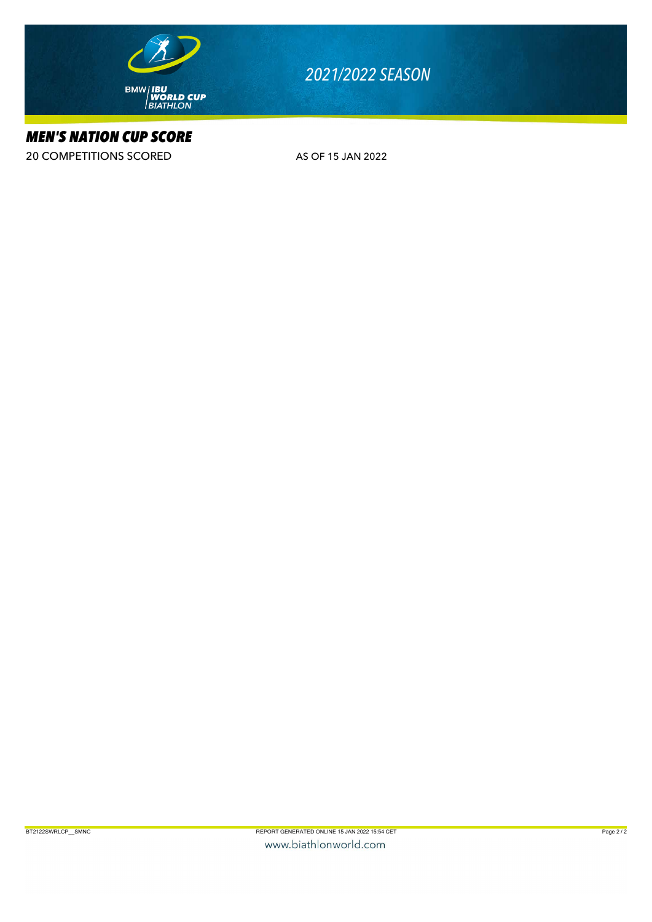# MEN'S NATION CUP SCORE

20 COMPETITIONS SCORED

AS OF 15 JAN 2022